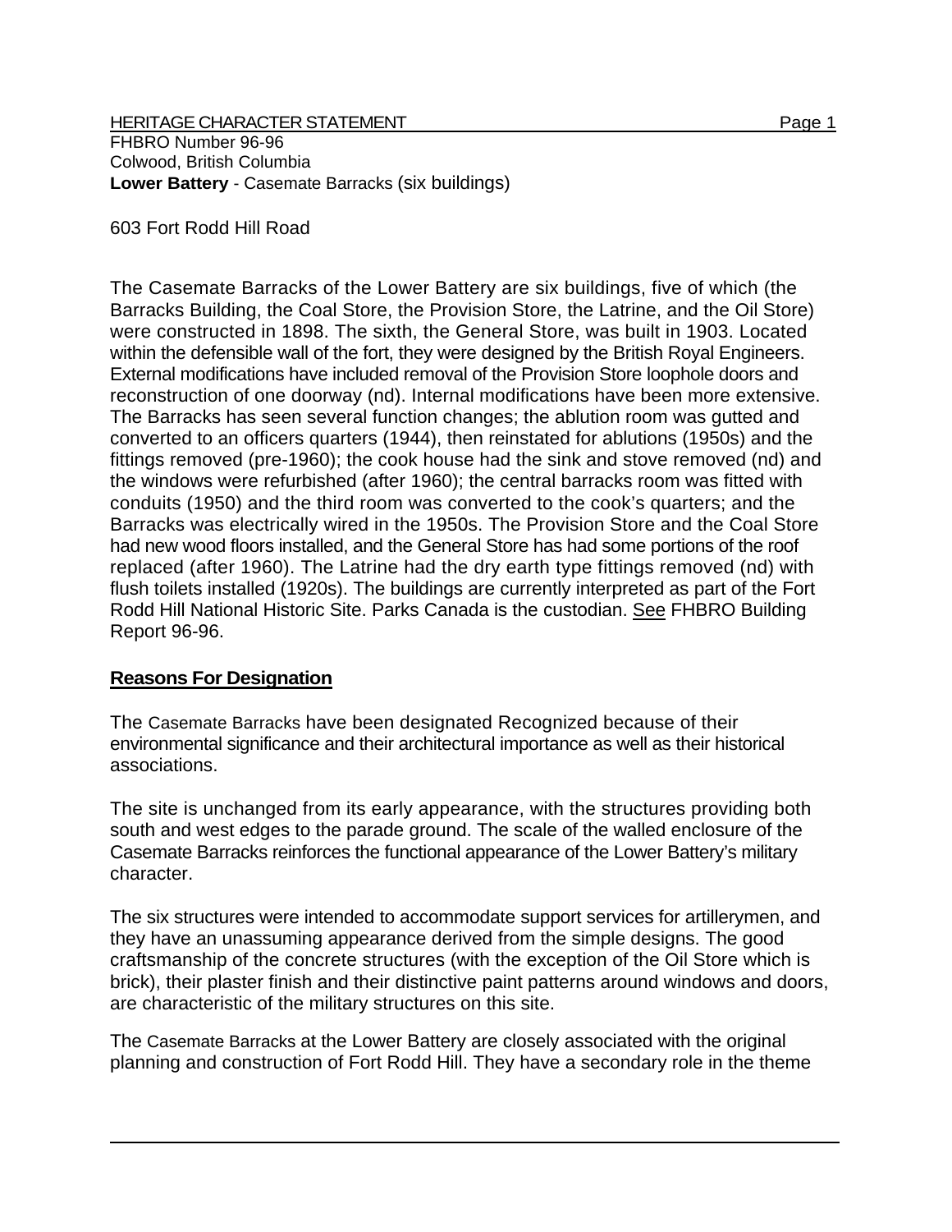HERITAGE CHARACTER STATEMENT
FHBRO Number 96-96
Colwood, British Columbia
**Lower Battery** - Casemate Barracks (six buildings)

603 Fort Rodd Hill Road

The Casemate Barracks of the Lower Battery are six buildings, five of which (the Barracks Building, the Coal Store, the Provision Store, the Latrine, and the Oil Store) were constructed in 1898. The sixth, the General Store, was built in 1903. Located within the defensible wall of the fort, they were designed by the British Royal Engineers. External modifications have included removal of the Provision Store loophole doors and reconstruction of one doorway (nd). Internal modifications have been more extensive. The Barracks has seen several function changes; the ablution room was gutted and converted to an officers quarters (1944), then reinstated for ablutions (1950s) and the fittings removed (pre-1960); the cook house had the sink and stove removed (nd) and the windows were refurbished (after 1960); the central barracks room was fitted with conduits (1950) and the third room was converted to the cook's quarters; and the Barracks was electrically wired in the 1950s. The Provision Store and the Coal Store had new wood floors installed, and the General Store has had some portions of the roof replaced (after 1960). The Latrine had the dry earth type fittings removed (nd) with flush toilets installed (1920s). The buildings are currently interpreted as part of the Fort Rodd Hill National Historic Site. Parks Canada is the custodian. See FHBRO Building Report 96-96.

## Reasons For Designation

The Casemate Barracks have been designated Recognized because of their environmental significance and their architectural importance as well as their historical associations.

The site is unchanged from its early appearance, with the structures providing both south and west edges to the parade ground. The scale of the walled enclosure of the Casemate Barracks reinforces the functional appearance of the Lower Battery's military character.

The six structures were intended to accommodate support services for artillerymen, and they have an unassuming appearance derived from the simple designs. The good craftsmanship of the concrete structures (with the exception of the Oil Store which is brick), their plaster finish and their distinctive paint patterns around windows and doors, are characteristic of the military structures on this site.

The Casemate Barracks at the Lower Battery are closely associated with the original planning and construction of Fort Rodd Hill. They have a secondary role in the theme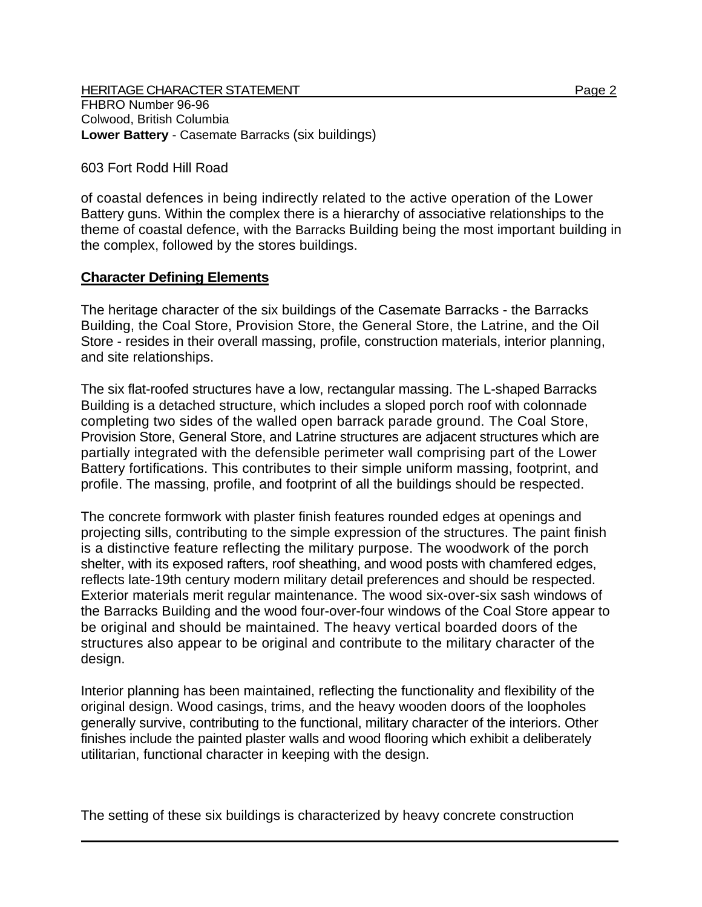603 Fort Rodd Hill Road

of coastal defences in being indirectly related to the active operation of the Lower Battery guns. Within the complex there is a hierarchy of associative relationships to the theme of coastal defence, with the Barracks Building being the most important building in the complex, followed by the stores buildings.

## Character Defining Elements

The heritage character of the six buildings of the Casemate Barracks - the Barracks Building, the Coal Store, Provision Store, the General Store, the Latrine, and the Oil Store - resides in their overall massing, profile, construction materials, interior planning, and site relationships.

The six flat-roofed structures have a low, rectangular massing. The L-shaped Barracks Building is a detached structure, which includes a sloped porch roof with colonnade completing two sides of the walled open barrack parade ground. The Coal Store, Provision Store, General Store, and Latrine structures are adjacent structures which are partially integrated with the defensible perimeter wall comprising part of the Lower Battery fortifications. This contributes to their simple uniform massing, footprint, and profile. The massing, profile, and footprint of all the buildings should be respected.

The concrete formwork with plaster finish features rounded edges at openings and projecting sills, contributing to the simple expression of the structures. The paint finish is a distinctive feature reflecting the military purpose. The woodwork of the porch shelter, with its exposed rafters, roof sheathing, and wood posts with chamfered edges, reflects late-19th century modern military detail preferences and should be respected. Exterior materials merit regular maintenance. The wood six-over-six sash windows of the Barracks Building and the wood four-over-four windows of the Coal Store appear to be original and should be maintained. The heavy vertical boarded doors of the structures also appear to be original and contribute to the military character of the design.

Interior planning has been maintained, reflecting the functionality and flexibility of the original design. Wood casings, trims, and the heavy wooden doors of the loopholes generally survive, contributing to the functional, military character of the interiors. Other finishes include the painted plaster walls and wood flooring which exhibit a deliberately utilitarian, functional character in keeping with the design.

The setting of these six buildings is characterized by heavy concrete construction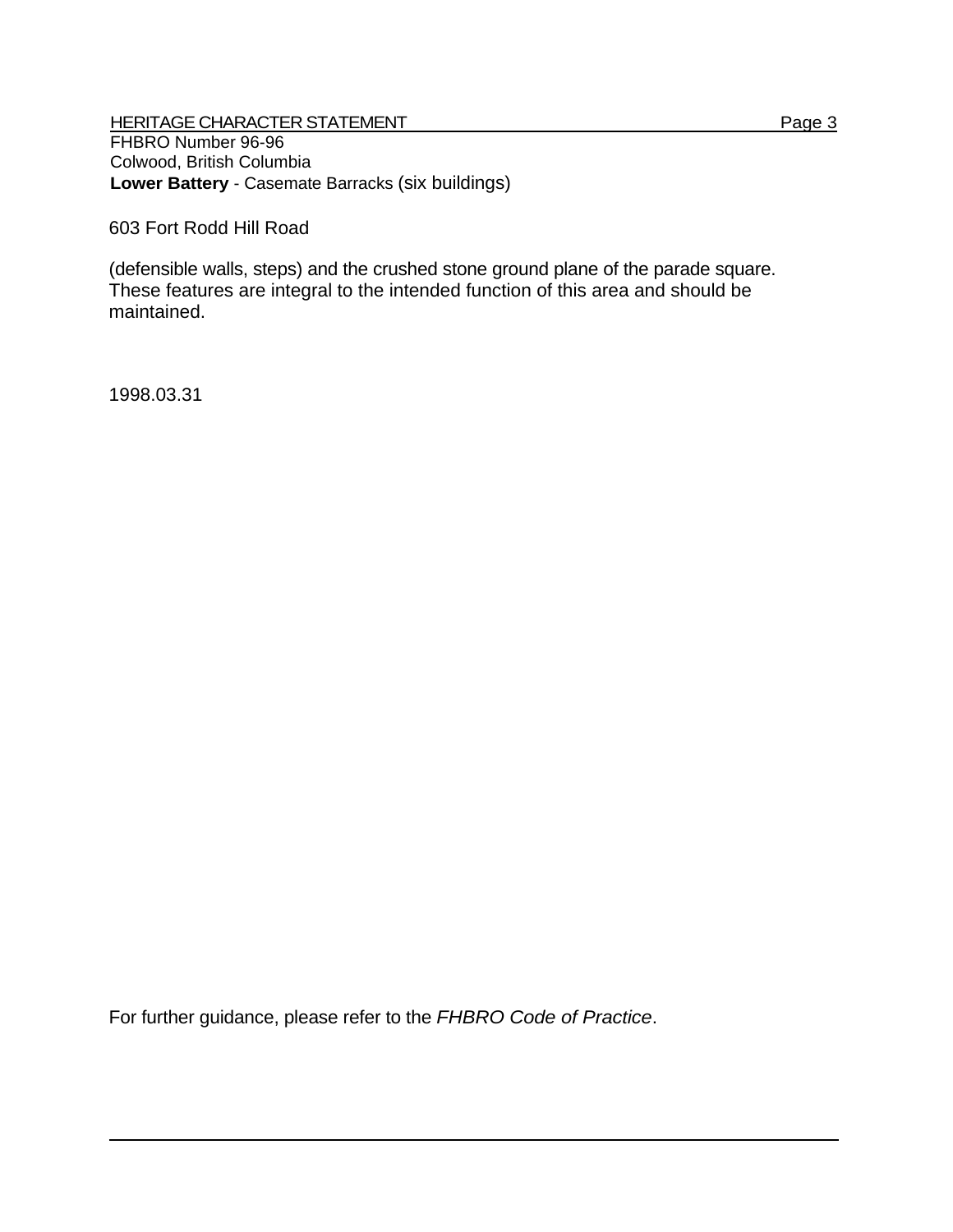603 Fort Rodd Hill Road

(defensible walls, steps) and the crushed stone ground plane of the parade square. These features are integral to the intended function of this area and should be maintained.

1998.03.31

For further guidance, please refer to the *FHBRO Code of Practice*.